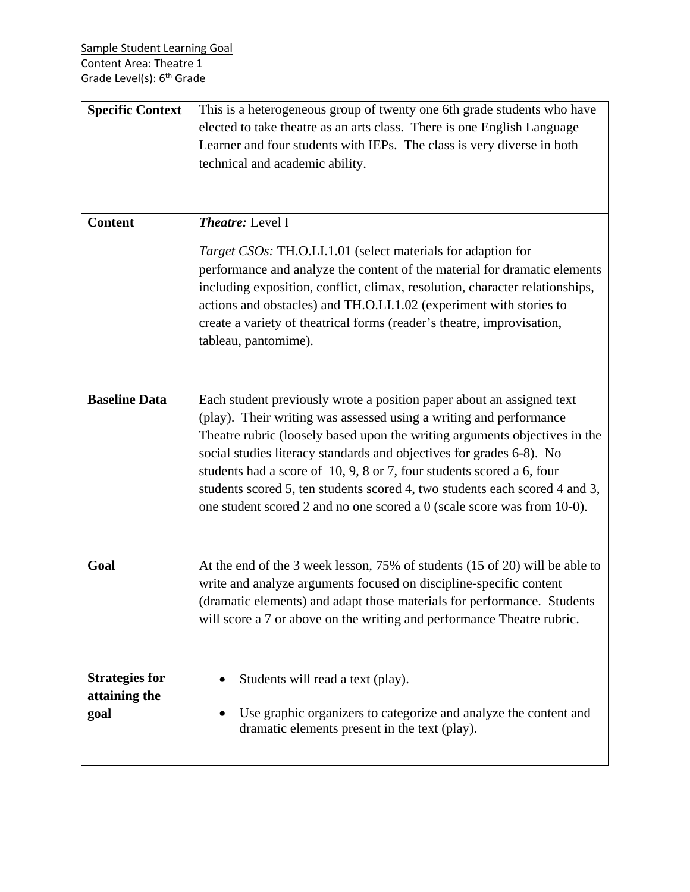<u>Sample Student Learning Goal</u>
Content Area: Theatre 1
Grade Level(s): 6th Grade

| | |
|---|---|
| **Specific Context** | This is a heterogeneous group of twenty one 6th grade students who have elected to take theatre as an arts class. There is one English Language Learner and four students with IEPs. The class is very diverse in both technical and academic ability. |
| **Content** | ***Theatre:*** Level I<br><br>*Target CSOs:* TH.O.LI.1.01 (select materials for adaption for performance and analyze the content of the material for dramatic elements including exposition, conflict, climax, resolution, character relationships, actions and obstacles) and TH.O.LI.1.02 (experiment with stories to create a variety of theatrical forms (reader's theatre, improvisation, tableau, pantomime). |
| **Baseline Data** | Each student previously wrote a position paper about an assigned text (play). Their writing was assessed using a writing and performance Theatre rubric (loosely based upon the writing arguments objectives in the social studies literacy standards and objectives for grades 6-8). No students had a score of 10, 9, 8 or 7, four students scored a 6, four students scored 5, ten students scored 4, two students each scored 4 and 3, one student scored 2 and no one scored a 0 (scale score was from 10-0). |
| **Goal** | At the end of the 3 week lesson, 75% of students (15 of 20) will be able to write and analyze arguments focused on discipline-specific content (dramatic elements) and adapt those materials for performance. Students will score a 7 or above on the writing and performance Theatre rubric. |
| **Strategies for attaining the goal** | • Students will read a text (play).<br><br>• Use graphic organizers to categorize and analyze the content and dramatic elements present in the text (play). |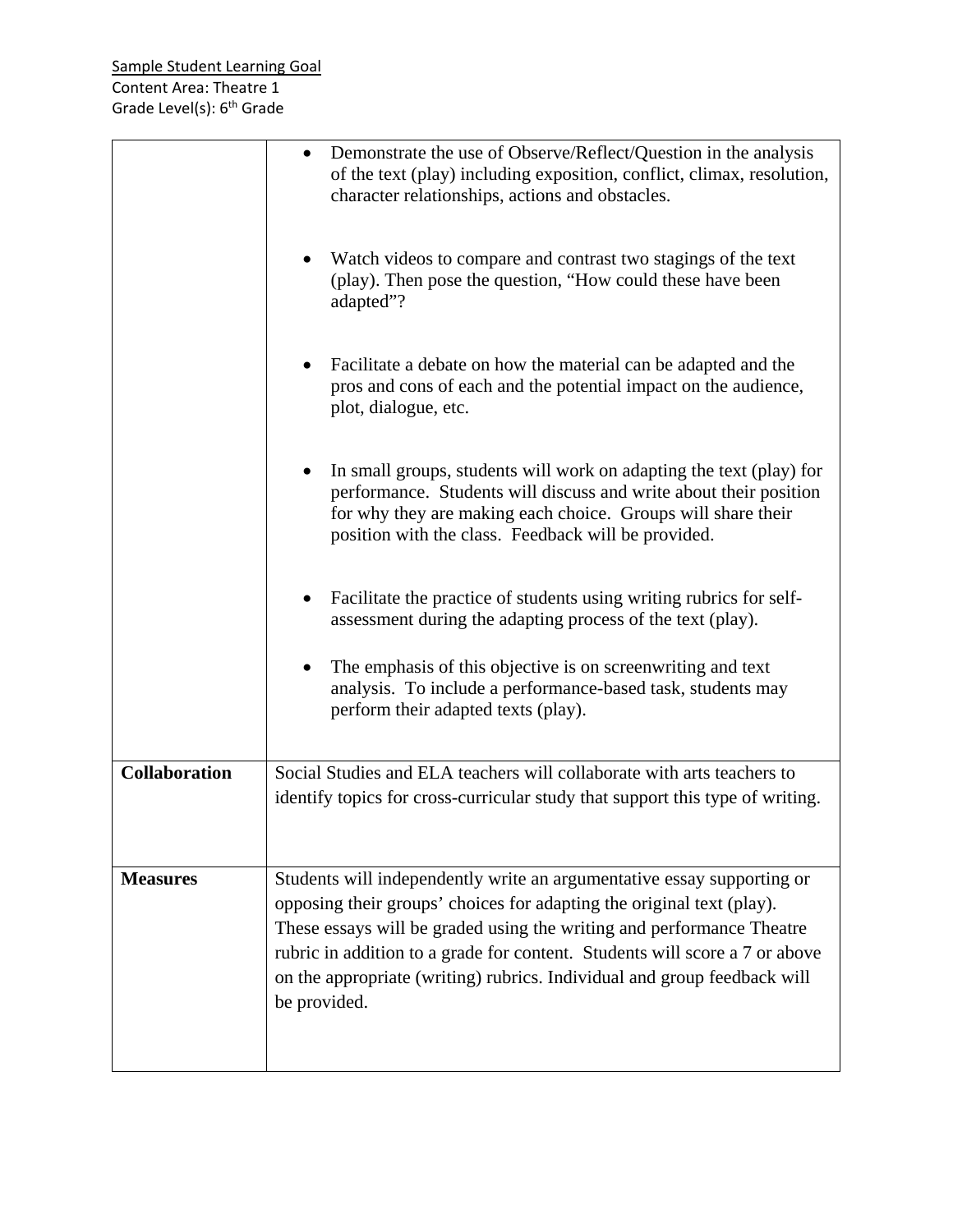| | |
|---|---|
| | • Demonstrate the use of Observe/Reflect/Question in the analysis of the text (play) including exposition, conflict, climax, resolution, character relationships, actions and obstacles.<br><br>• Watch videos to compare and contrast two stagings of the text (play). Then pose the question, "How could these have been adapted"?<br><br>• Facilitate a debate on how the material can be adapted and the pros and cons of each and the potential impact on the audience, plot, dialogue, etc.<br><br>• In small groups, students will work on adapting the text (play) for performance. Students will discuss and write about their position for why they are making each choice. Groups will share their position with the class. Feedback will be provided.<br><br>• Facilitate the practice of students using writing rubrics for self-assessment during the adapting process of the text (play).<br><br>• The emphasis of this objective is on screenwriting and text analysis. To include a performance-based task, students may perform their adapted texts (play). |
| **Collaboration** | Social Studies and ELA teachers will collaborate with arts teachers to identify topics for cross-curricular study that support this type of writing. |
| **Measures** | Students will independently write an argumentative essay supporting or opposing their groups' choices for adapting the original text (play). These essays will be graded using the writing and performance Theatre rubric in addition to a grade for content. Students will score a 7 or above on the appropriate (writing) rubrics. Individual and group feedback will be provided. |